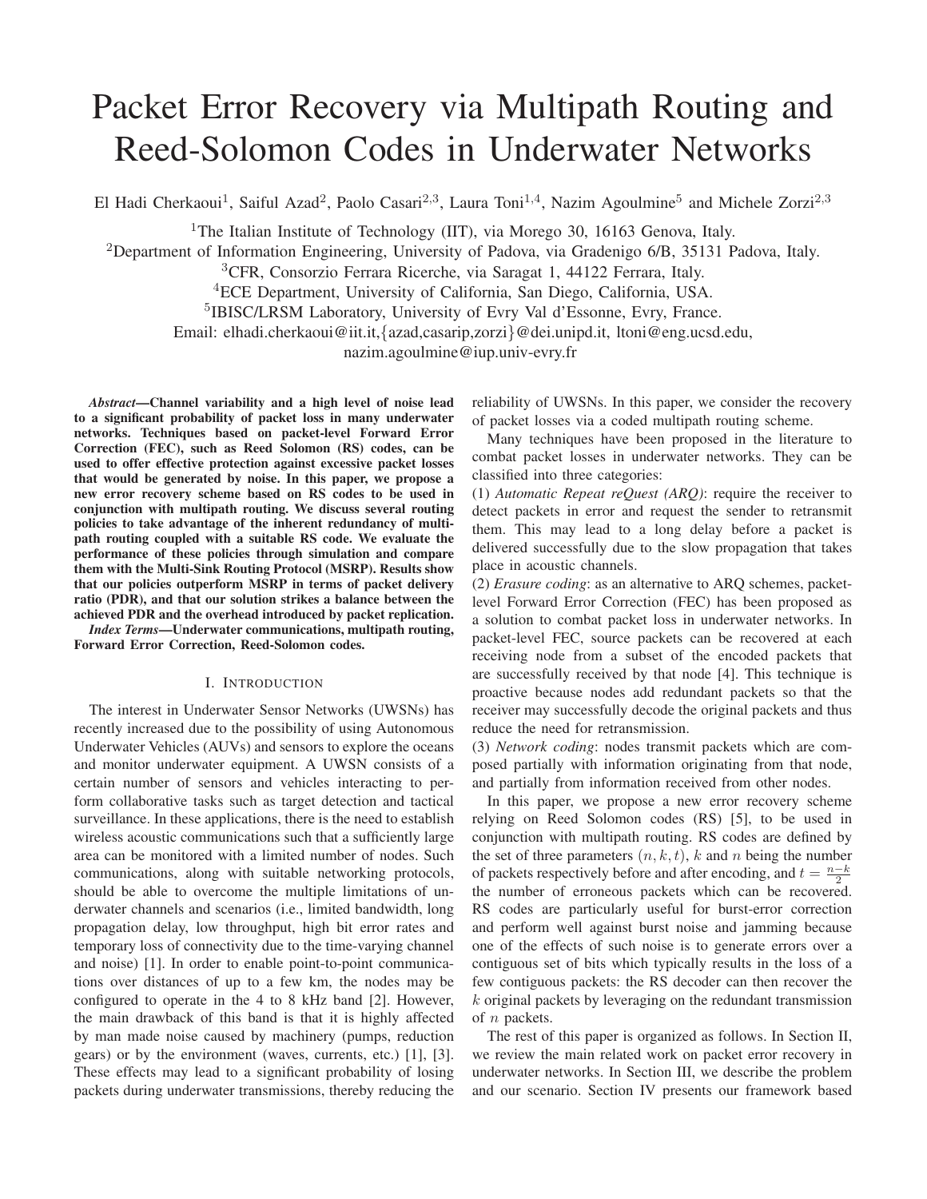# Packet Error Recovery via Multipath Routing and Reed-Solomon Codes in Underwater Networks

El Hadi Cherkaoui[1], Saiful Azad[2], Paolo Casari[2,3], Laura Toni[1,4], Nazim Agoulmine[5] and Michele Zorzi[2,3]

[1]The Italian Institute of Technology (IIT), via Morego 30, 16163 Genova, Italy.
[2]Department of Information Engineering, University of Padova, via Gradenigo 6/B, 35131 Padova, Italy.
[3]CFR, Consorzio Ferrara Ricerche, via Saragat 1, 44122 Ferrara, Italy.
[4]ECE Department, University of California, San Diego, California, USA.
[5]IBISC/LRSM Laboratory, University of Evry Val d'Essonne, Evry, France.
Email: elhadi.cherkaoui@iit.it,{azad,casarip,zorzi}@dei.unipd.it, ltoni@eng.ucsd.edu,
nazim.agoulmine@iup.univ-evry.fr

***Abstract*—Channel variability and a high level of noise lead to a significant probability of packet loss in many underwater networks. Techniques based on packet-level Forward Error Correction (FEC), such as Reed Solomon (RS) codes, can be used to offer effective protection against excessive packet losses that would be generated by noise. In this paper, we propose a new error recovery scheme based on RS codes to be used in conjunction with multipath routing. We discuss several routing policies to take advantage of the inherent redundancy of multipath routing coupled with a suitable RS code. We evaluate the performance of these policies through simulation and compare them with the Multi-Sink Routing Protocol (MSRP). Results show that our policies outperform MSRP in terms of packet delivery ratio (PDR), and that our solution strikes a balance between the achieved PDR and the overhead introduced by packet replication.**

***Index Terms*—Underwater communications, multipath routing, Forward Error Correction, Reed-Solomon codes.**

## I. Introduction

The interest in Underwater Sensor Networks (UWSNs) has recently increased due to the possibility of using Autonomous Underwater Vehicles (AUVs) and sensors to explore the oceans and monitor underwater equipment. A UWSN consists of a certain number of sensors and vehicles interacting to perform collaborative tasks such as target detection and tactical surveillance. In these applications, there is the need to establish wireless acoustic communications such that a sufficiently large area can be monitored with a limited number of nodes. Such communications, along with suitable networking protocols, should be able to overcome the multiple limitations of underwater channels and scenarios (i.e., limited bandwidth, long propagation delay, low throughput, high bit error rates and temporary loss of connectivity due to the time-varying channel and noise) [1]. In order to enable point-to-point communications over distances of up to a few km, the nodes may be configured to operate in the 4 to 8 kHz band [2]. However, the main drawback of this band is that it is highly affected by man made noise caused by machinery (pumps, reduction gears) or by the environment (waves, currents, etc.) [1], [3]. These effects may lead to a significant probability of losing packets during underwater transmissions, thereby reducing the reliability of UWSNs. In this paper, we consider the recovery of packet losses via a coded multipath routing scheme.

Many techniques have been proposed in the literature to combat packet losses in underwater networks. They can be classified into three categories:

(1) *Automatic Repeat reQuest (ARQ)*: require the receiver to detect packets in error and request the sender to retransmit them. This may lead to a long delay before a packet is delivered successfully due to the slow propagation that takes place in acoustic channels.

(2) *Erasure coding*: as an alternative to ARQ schemes, packet-level Forward Error Correction (FEC) has been proposed as a solution to combat packet loss in underwater networks. In packet-level FEC, source packets can be recovered at each receiving node from a subset of the encoded packets that are successfully received by that node [4]. This technique is proactive because nodes add redundant packets so that the receiver may successfully decode the original packets and thus reduce the need for retransmission.

(3) *Network coding*: nodes transmit packets which are composed partially with information originating from that node, and partially from information received from other nodes.

In this paper, we propose a new error recovery scheme relying on Reed Solomon codes (RS) [5], to be used in conjunction with multipath routing. RS codes are defined by the set of three parameters $(n, k, t)$, $k$ and $n$ being the number of packets respectively before and after encoding, and $t = \frac{n-k}{2}$ the number of erroneous packets which can be recovered. RS codes are particularly useful for burst-error correction and perform well against burst noise and jamming because one of the effects of such noise is to generate errors over a contiguous set of bits which typically results in the loss of a few contiguous packets: the RS decoder can then recover the $k$ original packets by leveraging on the redundant transmission of $n$ packets.

The rest of this paper is organized as follows. In Section II, we review the main related work on packet error recovery in underwater networks. In Section III, we describe the problem and our scenario. Section IV presents our framework based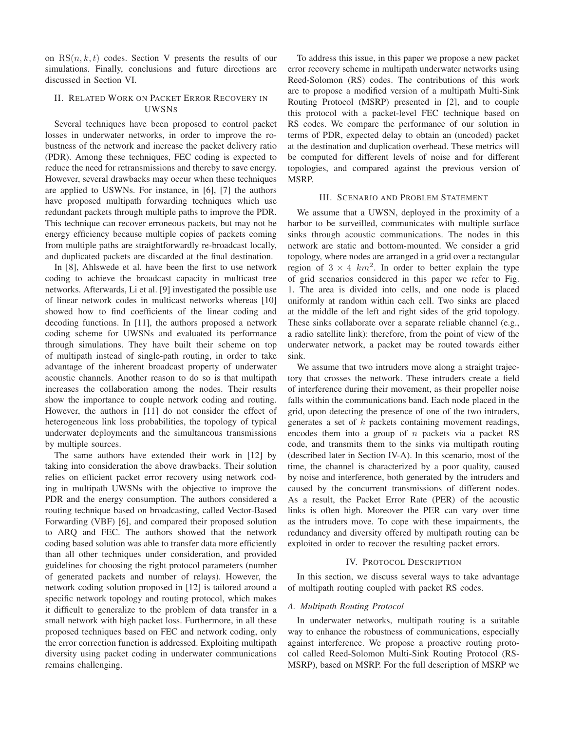on $\mathrm{RS}(n, k, t)$ codes. Section V presents the results of our simulations. Finally, conclusions and future directions are discussed in Section VI.

## II. Related Work on Packet Error Recovery in UWSNs

Several techniques have been proposed to control packet losses in underwater networks, in order to improve the robustness of the network and increase the packet delivery ratio (PDR). Among these techniques, FEC coding is expected to reduce the need for retransmissions and thereby to save energy. However, several drawbacks may occur when these techniques are applied to USWNs. For instance, in [6], [7] the authors have proposed multipath forwarding techniques which use redundant packets through multiple paths to improve the PDR. This technique can recover erroneous packets, but may not be energy efficiency because multiple copies of packets coming from multiple paths are straightforwardly re-broadcast locally, and duplicated packets are discarded at the final destination.

In [8], Ahlswede et al. have been the first to use network coding to achieve the broadcast capacity in multicast tree networks. Afterwards, Li et al. [9] investigated the possible use of linear network codes in multicast networks whereas [10] showed how to find coefficients of the linear coding and decoding functions. In [11], the authors proposed a network coding scheme for UWSNs and evaluated its performance through simulations. They have built their scheme on top of multipath instead of single-path routing, in order to take advantage of the inherent broadcast property of underwater acoustic channels. Another reason to do so is that multipath increases the collaboration among the nodes. Their results show the importance to couple network coding and routing. However, the authors in [11] do not consider the effect of heterogeneous link loss probabilities, the topology of typical underwater deployments and the simultaneous transmissions by multiple sources.

The same authors have extended their work in [12] by taking into consideration the above drawbacks. Their solution relies on efficient packet error recovery using network coding in multipath UWSNs with the objective to improve the PDR and the energy consumption. The authors considered a routing technique based on broadcasting, called Vector-Based Forwarding (VBF) [6], and compared their proposed solution to ARQ and FEC. The authors showed that the network coding based solution was able to transfer data more efficiently than all other techniques under consideration, and provided guidelines for choosing the right protocol parameters (number of generated packets and number of relays). However, the network coding solution proposed in [12] is tailored around a specific network topology and routing protocol, which makes it difficult to generalize to the problem of data transfer in a small network with high packet loss. Furthermore, in all these proposed techniques based on FEC and network coding, only the error correction function is addressed. Exploiting multipath diversity using packet coding in underwater communications remains challenging.

To address this issue, in this paper we propose a new packet error recovery scheme in multipath underwater networks using Reed-Solomon (RS) codes. The contributions of this work are to propose a modified version of a multipath Multi-Sink Routing Protocol (MSRP) presented in [2], and to couple this protocol with a packet-level FEC technique based on RS codes. We compare the performance of our solution in terms of PDR, expected delay to obtain an (uncoded) packet at the destination and duplication overhead. These metrics will be computed for different levels of noise and for different topologies, and compared against the previous version of MSRP.

## III. Scenario and Problem Statement

We assume that a UWSN, deployed in the proximity of a harbor to be surveilled, communicates with multiple surface sinks through acoustic communications. The nodes in this network are static and bottom-mounted. We consider a grid topology, where nodes are arranged in a grid over a rectangular region of $3 \times 4\ km^2$. In order to better explain the type of grid scenarios considered in this paper we refer to Fig. 1. The area is divided into cells, and one node is placed uniformly at random within each cell. Two sinks are placed at the middle of the left and right sides of the grid topology. These sinks collaborate over a separate reliable channel (e.g., a radio satellite link): therefore, from the point of view of the underwater network, a packet may be routed towards either sink.

We assume that two intruders move along a straight trajectory that crosses the network. These intruders create a field of interference during their movement, as their propeller noise falls within the communications band. Each node placed in the grid, upon detecting the presence of one of the two intruders, generates a set of $k$ packets containing movement readings, encodes them into a group of $n$ packets via a packet RS code, and transmits them to the sinks via multipath routing (described later in Section IV-A). In this scenario, most of the time, the channel is characterized by a poor quality, caused by noise and interference, both generated by the intruders and caused by the concurrent transmissions of different nodes. As a result, the Packet Error Rate (PER) of the acoustic links is often high. Moreover the PER can vary over time as the intruders move. To cope with these impairments, the redundancy and diversity offered by multipath routing can be exploited in order to recover the resulting packet errors.

## IV. Protocol Description

In this section, we discuss several ways to take advantage of multipath routing coupled with packet RS codes.

### A. Multipath Routing Protocol

In underwater networks, multipath routing is a suitable way to enhance the robustness of communications, especially against interference. We propose a proactive routing protocol called Reed-Solomon Multi-Sink Routing Protocol (RS-MSRP), based on MSRP. For the full description of MSRP we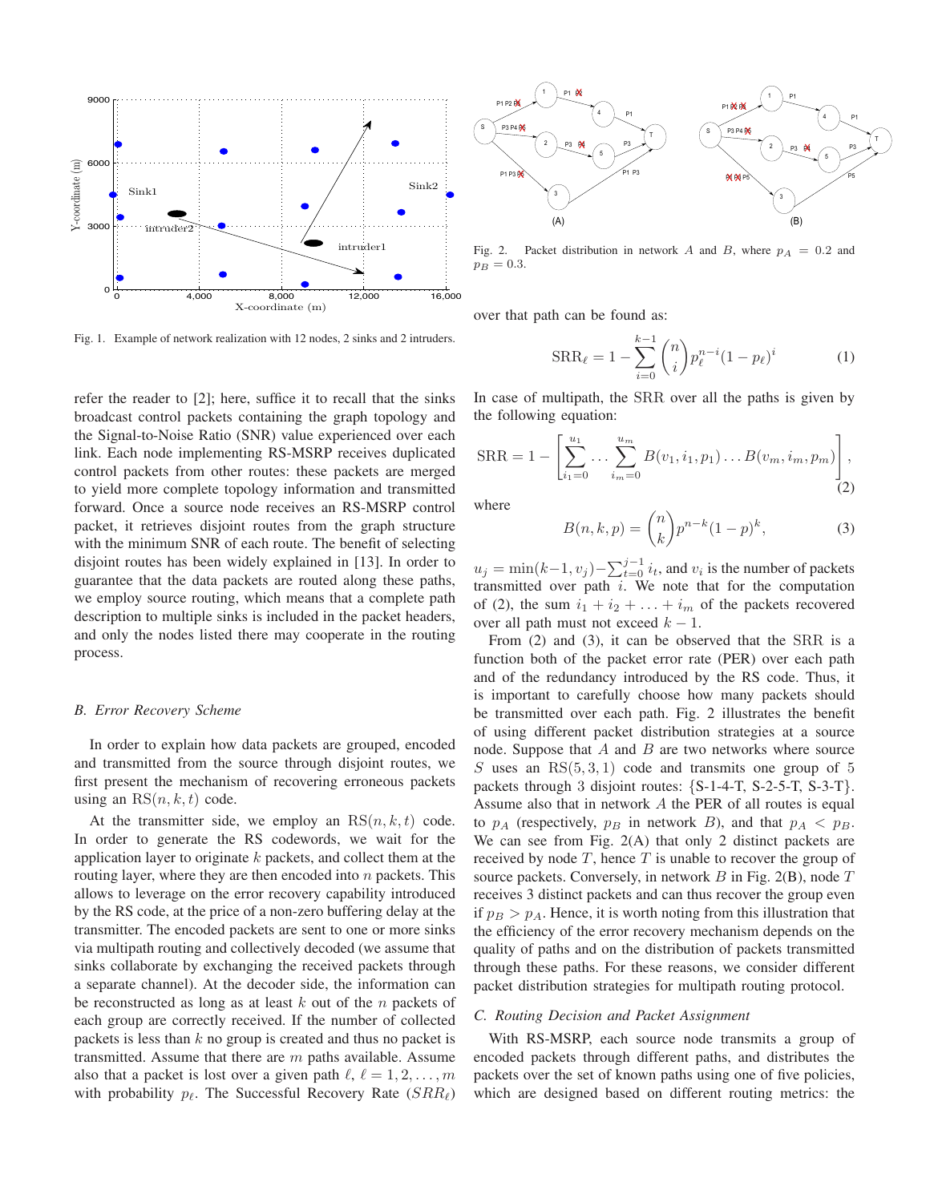9000

6000

3000

0

Y-coordinate (m)

0 4,000 8,000 12,000 16,000

X-coordinate (m)

Sink1

Sink2

intruder2

intruder1

Fig. 1. Example of network realization with 12 nodes, 2 sinks and 2 intruders.

refer the reader to [2]; here, suffice it to recall that the sinks broadcast control packets containing the graph topology and the Signal-to-Noise Ratio (SNR) value experienced over each link. Each node implementing RS-MSRP receives duplicated control packets from other routes: these packets are merged to yield more complete topology information and transmitted forward. Once a source node receives an RS-MSRP control packet, it retrieves disjoint routes from the graph structure with the minimum SNR of each route. The benefit of selecting disjoint routes has been widely explained in [13]. In order to guarantee that the data packets are routed along these paths, we employ source routing, which means that a complete path description to multiple sinks is included in the packet headers, and only the nodes listed there may cooperate in the routing process.

### B. Error Recovery Scheme

In order to explain how data packets are grouped, encoded and transmitted from the source through disjoint routes, we first present the mechanism of recovering erroneous packets using an $\mathrm{RS}(n,k,t)$ code.

At the transmitter side, we employ an $\mathrm{RS}(n,k,t)$ code. In order to generate the RS codewords, we wait for the application layer to originate $k$ packets, and collect them at the routing layer, where they are then encoded into $n$ packets. This allows to leverage on the error recovery capability introduced by the RS code, at the price of a non-zero buffering delay at the transmitter. The encoded packets are sent to one or more sinks via multipath routing and collectively decoded (we assume that sinks collaborate by exchanging the received packets through a separate channel). At the decoder side, the information can be reconstructed as long as at least $k$ out of the $n$ packets of each group are correctly received. If the number of collected packets is less than $k$ no group is created and thus no packet is transmitted. Assume that there are $m$ paths available. Assume also that a packet is lost over a given path $\ell$, $\ell = 1, 2, \ldots, m$ with probability $p_\ell$. The Successful Recovery Rate ($SRR_\ell$)

S 1 2 3 4 5 T

P1 P2 | P1 | P1 | P3 P4 | P3 | P3 | P1 P3 | P1 P3

(A)

S 1 2 3 4 5 T

P1 | P1 | P1 | P3 P4 | P3 | P3 | P5 | P5

(B)

Fig. 2. Packet distribution in network $A$ and $B$, where $p_A = 0.2$ and $p_B = 0.3$.

over that path can be found as:

$$\mathrm{SRR}_\ell = 1 - \sum_{i=0}^{k-1} \binom{n}{i} p_\ell^{n-i} (1-p_\ell)^i \tag{1}$$

In case of multipath, the SRR over all the paths is given by the following equation:

$$\mathrm{SRR} = 1 - \left[ \sum_{i_1=0}^{u_1} \ldots \sum_{i_m=0}^{u_m} B(v_1, i_1, p_1) \ldots B(v_m, i_m, p_m) \right], \tag{2}$$

where

$$B(n,k,p) = \binom{n}{k} p^{n-k} (1-p)^k, \tag{3}$$

$u_j = \min(k-1, v_j) - \sum_{t=0}^{j-1} i_t$, and $v_i$ is the number of packets transmitted over path $i$. We note that for the computation of (2), the sum $i_1 + i_2 + \ldots + i_m$ of the packets recovered over all path must not exceed $k-1$.

From (2) and (3), it can be observed that the SRR is a function both of the packet error rate (PER) over each path and of the redundancy introduced by the RS code. Thus, it is important to carefully choose how many packets should be transmitted over each path. Fig. 2 illustrates the benefit of using different packet distribution strategies at a source node. Suppose that $A$ and $B$ are two networks where source $S$ uses an $\mathrm{RS}(5,3,1)$ code and transmits one group of 5 packets through 3 disjoint routes: {S-1-4-T, S-2-5-T, S-3-T}. Assume also that in network $A$ the PER of all routes is equal to $p_A$ (respectively, $p_B$ in network $B$), and that $p_A < p_B$. We can see from Fig. 2(A) that only 2 distinct packets are received by node $T$, hence $T$ is unable to recover the group of source packets. Conversely, in network $B$ in Fig. 2(B), node $T$ receives 3 distinct packets and can thus recover the group even if $p_B > p_A$. Hence, it is worth noting from this illustration that the efficiency of the error recovery mechanism depends on the quality of paths and on the distribution of packets transmitted through these paths. For these reasons, we consider different packet distribution strategies for multipath routing protocol.

### C. Routing Decision and Packet Assignment

With RS-MSRP, each source node transmits a group of encoded packets through different paths, and distributes the packets over the set of known paths using one of five policies, which are designed based on different routing metrics: the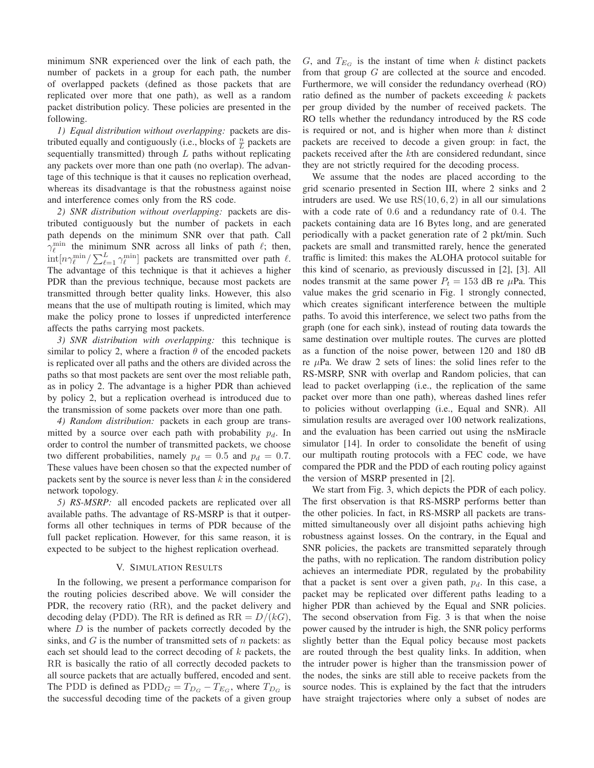minimum SNR experienced over the link of each path, the number of packets in a group for each path, the number of overlapped packets (defined as those packets that are replicated over more that one path), as well as a random packet distribution policy. These policies are presented in the following.

*1) Equal distribution without overlapping:* packets are distributed equally and contiguously (i.e., blocks of $\frac{n}{L}$ packets are sequentially transmitted) through $L$ paths without replicating any packets over more than one path (no overlap). The advantage of this technique is that it causes no replication overhead, whereas its disadvantage is that the robustness against noise and interference comes only from the RS code.

*2) SNR distribution without overlapping:* packets are distributed contiguously but the number of packets in each path depends on the minimum SNR over that path. Call $\gamma_\ell^{\min}$ the minimum SNR across all links of path $\ell$; then, $\mathrm{int}[n\gamma_\ell^{\min}/\sum_{\ell=1}^{L}\gamma_\ell^{\min}]$ packets are transmitted over path $\ell$. The advantage of this technique is that it achieves a higher PDR than the previous technique, because most packets are transmitted through better quality links. However, this also means that the use of multipath routing is limited, which may make the policy prone to losses if unpredicted interference affects the paths carrying most packets.

*3) SNR distribution with overlapping:* this technique is similar to policy 2, where a fraction $\theta$ of the encoded packets is replicated over all paths and the others are divided across the paths so that most packets are sent over the most reliable path, as in policy 2. The advantage is a higher PDR than achieved by policy 2, but a replication overhead is introduced due to the transmission of some packets over more than one path.

*4) Random distribution:* packets in each group are transmitted by a source over each path with probability $p_d$. In order to control the number of transmitted packets, we choose two different probabilities, namely $p_d = 0.5$ and $p_d = 0.7$. These values have been chosen so that the expected number of packets sent by the source is never less than $k$ in the considered network topology.

*5) RS-MSRP:* all encoded packets are replicated over all available paths. The advantage of RS-MSRP is that it outperforms all other techniques in terms of PDR because of the full packet replication. However, for this same reason, it is expected to be subject to the highest replication overhead.

## V. Simulation Results

In the following, we present a performance comparison for the routing policies described above. We will consider the PDR, the recovery ratio (RR), and the packet delivery and decoding delay (PDD). The RR is defined as $\mathrm{RR} = D/(kG)$, where $D$ is the number of packets correctly decoded by the sinks, and $G$ is the number of transmitted sets of $n$ packets: as each set should lead to the correct decoding of $k$ packets, the RR is basically the ratio of all correctly decoded packets to all source packets that are actually buffered, encoded and sent. The PDD is defined as $\mathrm{PDD}_G = T_{D_G} - T_{E_G}$, where $T_{D_G}$ is the successful decoding time of the packets of a given group $G$, and $T_{E_G}$ is the instant of time when $k$ distinct packets from that group $G$ are collected at the source and encoded. Furthermore, we will consider the redundancy overhead (RO) ratio defined as the number of packets exceeding $k$ packets per group divided by the number of received packets. The RO tells whether the redundancy introduced by the RS code is required or not, and is higher when more than $k$ distinct packets are received to decode a given group: in fact, the packets received after the $k$th are considered redundant, since they are not strictly required for the decoding process.

We assume that the nodes are placed according to the grid scenario presented in Section III, where 2 sinks and 2 intruders are used. We use $\mathrm{RS}(10, 6, 2)$ in all our simulations with a code rate of 0.6 and a redundancy rate of 0.4. The packets containing data are 16 Bytes long, and are generated periodically with a packet generation rate of 2 pkt/min. Such packets are small and transmitted rarely, hence the generated traffic is limited: this makes the ALOHA protocol suitable for this kind of scenario, as previously discussed in [2], [3]. All nodes transmit at the same power $P_t = 153$ dB re $\mu$Pa. This value makes the grid scenario in Fig. 1 strongly connected, which creates significant interference between the multiple paths. To avoid this interference, we select two paths from the graph (one for each sink), instead of routing data towards the same destination over multiple routes. The curves are plotted as a function of the noise power, between 120 and 180 dB re $\mu$Pa. We draw 2 sets of lines: the solid lines refer to the RS-MSRP, SNR with overlap and Random policies, that can lead to packet overlapping (i.e., the replication of the same packet over more than one path), whereas dashed lines refer to policies without overlapping (i.e., Equal and SNR). All simulation results are averaged over 100 network realizations, and the evaluation has been carried out using the nsMiracle simulator [14]. In order to consolidate the benefit of using our multipath routing protocols with a FEC code, we have compared the PDR and the PDD of each routing policy against the version of MSRP presented in [2].

We start from Fig. 3, which depicts the PDR of each policy. The first observation is that RS-MSRP performs better than the other policies. In fact, in RS-MSRP all packets are transmitted simultaneously over all disjoint paths achieving high robustness against losses. On the contrary, in the Equal and SNR policies, the packets are transmitted separately through the paths, with no replication. The random distribution policy achieves an intermediate PDR, regulated by the probability that a packet is sent over a given path, $p_d$. In this case, a packet may be replicated over different paths leading to a higher PDR than achieved by the Equal and SNR policies. The second observation from Fig. 3 is that when the noise power caused by the intruder is high, the SNR policy performs slightly better than the Equal policy because most packets are routed through the best quality links. In addition, when the intruder power is higher than the transmission power of the nodes, the sinks are still able to receive packets from the source nodes. This is explained by the fact that the intruders have straight trajectories where only a subset of nodes are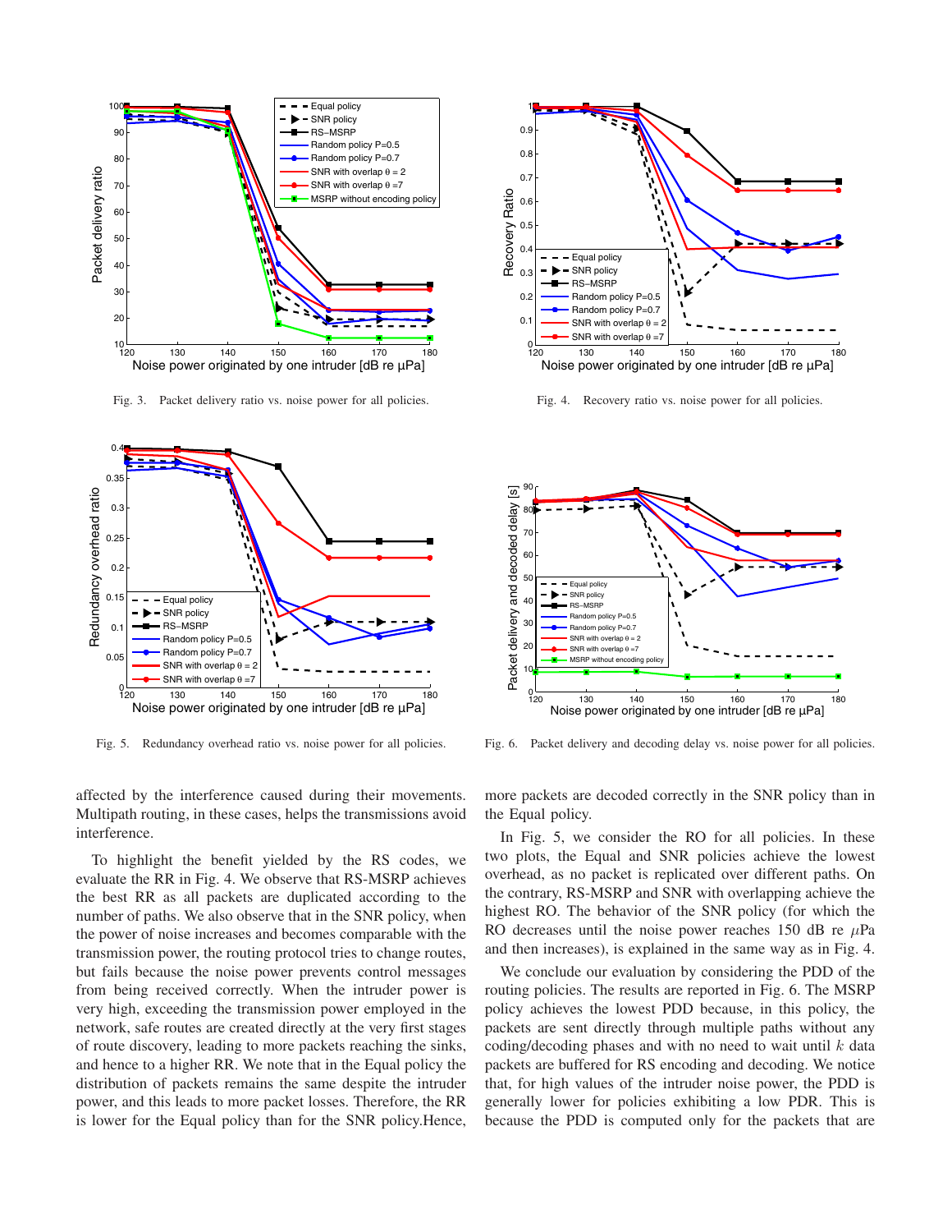Fig. 3. Packet delivery ratio vs. noise power for all policies.

Fig. 4. Recovery ratio vs. noise power for all policies.

Fig. 5. Redundancy overhead ratio vs. noise power for all policies.

Fig. 6. Packet delivery and decoded delay vs. noise power for all policies.

affected by the interference caused during their movements. Multipath routing, in these cases, helps the transmissions avoid interference.

To highlight the benefit yielded by the RS codes, we evaluate the RR in Fig. 4. We observe that RS-MSRP achieves the best RR as all packets are duplicated according to the number of paths. We also observe that in the SNR policy, when the power of noise increases and becomes comparable with the transmission power, the routing protocol tries to change routes, but fails because the noise power prevents control messages from being received correctly. When the intruder power is very high, exceeding the transmission power employed in the network, safe routes are created directly at the very first stages of route discovery, leading to more packets reaching the sinks, and hence to a higher RR. We note that in the Equal policy the distribution of packets remains the same despite the intruder power, and this leads to more packet losses. Therefore, the RR is lower for the Equal policy than for the SNR policy.Hence, more packets are decoded correctly in the SNR policy than in the Equal policy.

In Fig. 5, we consider the RO for all policies. In these two plots, the Equal and SNR policies achieve the lowest overhead, as no packet is replicated over different paths. On the contrary, RS-MSRP and SNR with overlapping achieve the highest RO. The behavior of the SNR policy (for which the RO decreases until the noise power reaches 150 dB re $\mu$Pa and then increases), is explained in the same way as in Fig. 4.

We conclude our evaluation by considering the PDD of the routing policies. The results are reported in Fig. 6. The MSRP policy achieves the lowest PDD because, in this policy, the packets are sent directly through multiple paths without any coding/decoding phases and with no need to wait until $k$ data packets are buffered for RS encoding and decoding. We notice that, for high values of the intruder noise power, the PDD is generally lower for policies exhibiting a low PDR. This is because the PDD is computed only for the packets that are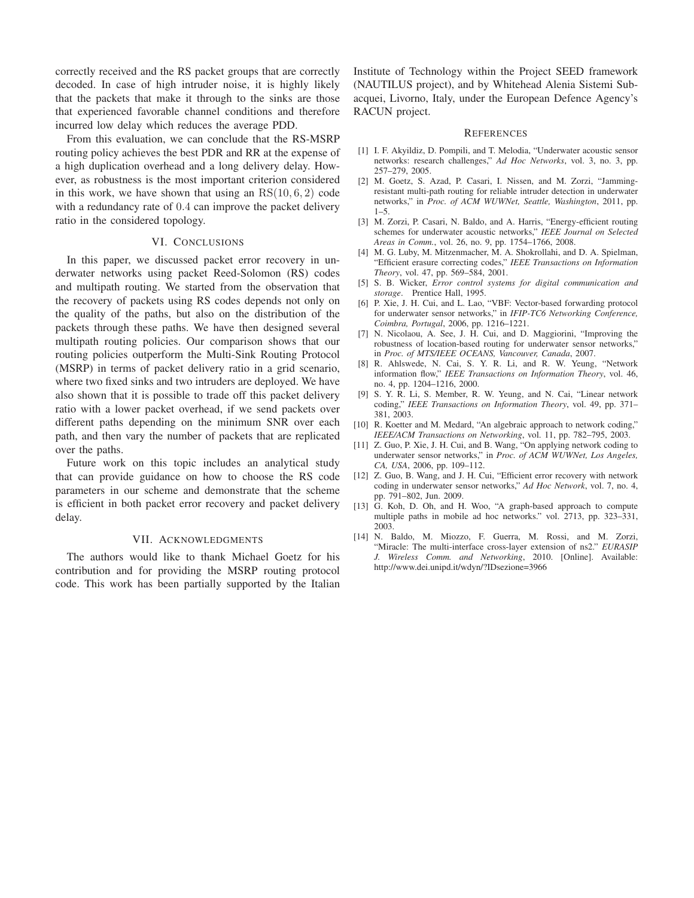correctly received and the RS packet groups that are correctly decoded. In case of high intruder noise, it is highly likely that the packets that make it through to the sinks are those that experienced favorable channel conditions and therefore incurred low delay which reduces the average PDD.

From this evaluation, we can conclude that the RS-MSRP routing policy achieves the best PDR and RR at the expense of a high duplication overhead and a long delivery delay. However, as robustness is the most important criterion considered in this work, we have shown that using an $\mathrm{RS}(10, 6, 2)$ code with a redundancy rate of $0.4$ can improve the packet delivery ratio in the considered topology.

## VI. Conclusions

In this paper, we discussed packet error recovery in underwater networks using packet Reed-Solomon (RS) codes and multipath routing. We started from the observation that the recovery of packets using RS codes depends not only on the quality of the paths, but also on the distribution of the packets through these paths. We have then designed several multipath routing policies. Our comparison shows that our routing policies outperform the Multi-Sink Routing Protocol (MSRP) in terms of packet delivery ratio in a grid scenario, where two fixed sinks and two intruders are deployed. We have also shown that it is possible to trade off this packet delivery ratio with a lower packet overhead, if we send packets over different paths depending on the minimum SNR over each path, and then vary the number of packets that are replicated over the paths.

Future work on this topic includes an analytical study that can provide guidance on how to choose the RS code parameters in our scheme and demonstrate that the scheme is efficient in both packet error recovery and packet delivery delay.

## VII. Acknowledgments

The authors would like to thank Michael Goetz for his contribution and for providing the MSRP routing protocol code. This work has been partially supported by the Italian Institute of Technology within the Project SEED framework (NAUTILUS project), and by Whitehead Alenia Sistemi Subacquei, Livorno, Italy, under the European Defence Agency's RACUN project.

## References

[1] I. F. Akyildiz, D. Pompili, and T. Melodia, "Underwater acoustic sensor networks: research challenges," *Ad Hoc Networks*, vol. 3, no. 3, pp. 257–279, 2005.

[2] M. Goetz, S. Azad, P. Casari, I. Nissen, and M. Zorzi, "Jamming-resistant multi-path routing for reliable intruder detection in underwater networks," in *Proc. of ACM WUWNet, Seattle, Washington*, 2011, pp. 1–5.

[3] M. Zorzi, P. Casari, N. Baldo, and A. Harris, "Energy-efficient routing schemes for underwater acoustic networks," *IEEE Journal on Selected Areas in Comm.*, vol. 26, no. 9, pp. 1754–1766, 2008.

[4] M. G. Luby, M. Mitzenmacher, M. A. Shokrollahi, and D. A. Spielman, "Efficient erasure correcting codes," *IEEE Transactions on Information Theory*, vol. 47, pp. 569–584, 2001.

[5] S. B. Wicker, *Error control systems for digital communication and storage*. Prentice Hall, 1995.

[6] P. Xie, J. H. Cui, and L. Lao, "VBF: Vector-based forwarding protocol for underwater sensor networks," in *IFIP-TC6 Networking Conference, Coimbra, Portugal*, 2006, pp. 1216–1221.

[7] N. Nicolaou, A. See, J. H. Cui, and D. Maggiorini, "Improving the robustness of location-based routing for underwater sensor networks," in *Proc. of MTS/IEEE OCEANS, Vancouver, Canada*, 2007.

[8] R. Ahlswede, N. Cai, S. Y. R. Li, and R. W. Yeung, "Network information flow," *IEEE Transactions on Information Theory*, vol. 46, no. 4, pp. 1204–1216, 2000.

[9] S. Y. R. Li, S. Member, R. W. Yeung, and N. Cai, "Linear network coding," *IEEE Transactions on Information Theory*, vol. 49, pp. 371–381, 2003.

[10] R. Koetter and M. Medard, "An algebraic approach to network coding," *IEEE/ACM Transactions on Networking*, vol. 11, pp. 782–795, 2003.

[11] Z. Guo, P. Xie, J. H. Cui, and B. Wang, "On applying network coding to underwater sensor networks," in *Proc. of ACM WUWNet, Los Angeles, CA, USA*, 2006, pp. 109–112.

[12] Z. Guo, B. Wang, and J. H. Cui, "Efficient error recovery with network coding in underwater sensor networks," *Ad Hoc Network*, vol. 7, no. 4, pp. 791–802, Jun. 2009.

[13] G. Koh, D. Oh, and H. Woo, "A graph-based approach to compute multiple paths in mobile ad hoc networks." vol. 2713, pp. 323–331, 2003.

[14] N. Baldo, M. Miozzo, F. Guerra, M. Rossi, and M. Zorzi, "Miracle: The multi-interface cross-layer extension of ns2." *EURASIP J. Wireless Comm. and Networking*, 2010. [Online]. Available: http://www.dei.unipd.it/wdyn/?IDsezione=3966